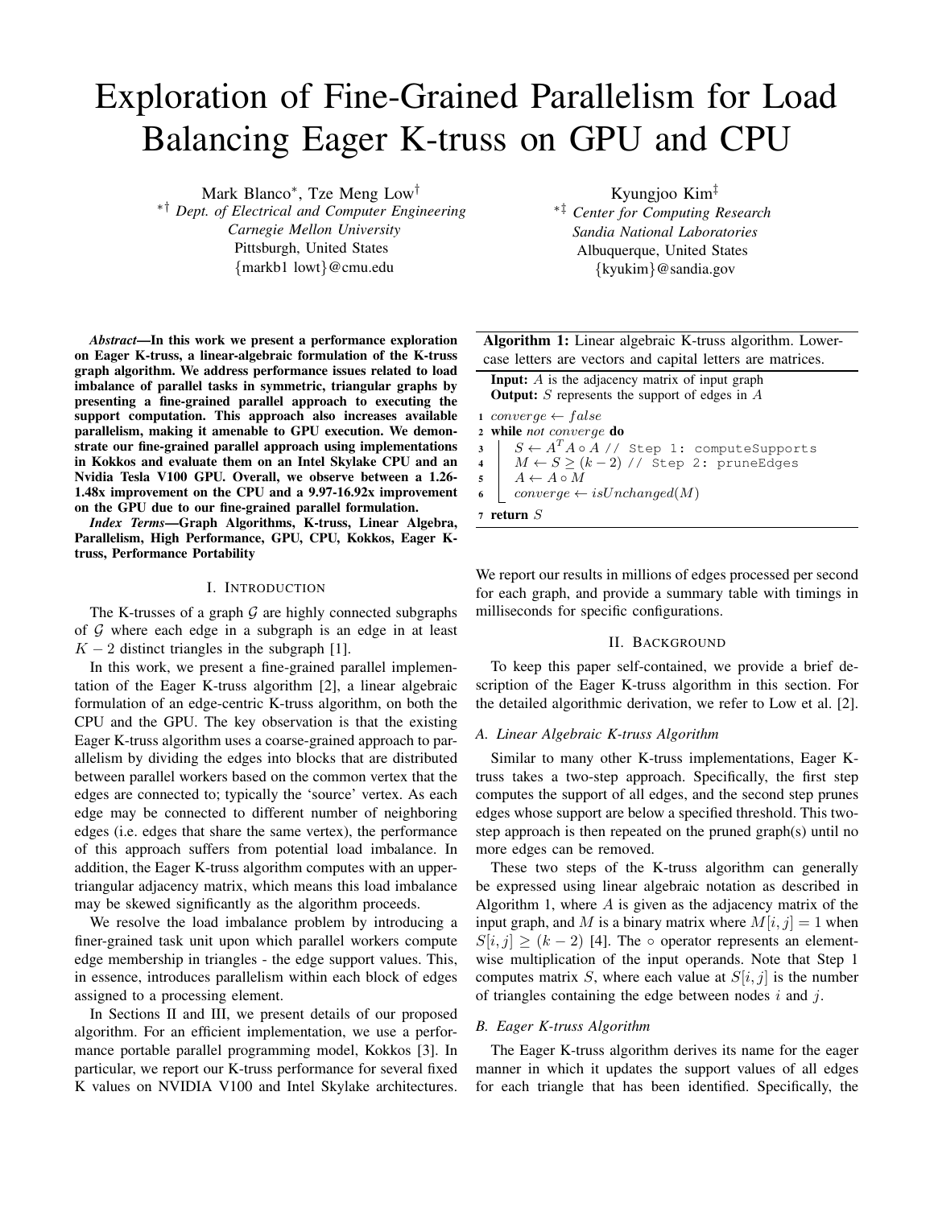# Exploration of Fine-Grained Parallelism for Load Balancing Eager K-truss on GPU and CPU

Mark Blanco[*], Tze Meng Low[†]
[*†] *Dept. of Electrical and Computer Engineering*
*Carnegie Mellon University*
Pittsburgh, United States
{markb1 lowt}@cmu.edu

Kyungjoo Kim[‡]
[*‡] *Center for Computing Research*
*Sandia National Laboratories*
Albuquerque, United States
{kyukim}@sandia.gov

***Abstract*—In this work we present a performance exploration on Eager K-truss, a linear-algebraic formulation of the K-truss graph algorithm. We address performance issues related to load imbalance of parallel tasks in symmetric, triangular graphs by presenting a fine-grained parallel approach to executing the support computation. This approach also increases available parallelism, making it amenable to GPU execution. We demonstrate our fine-grained parallel approach using implementations in Kokkos and evaluate them on an Intel Skylake CPU and an Nvidia Tesla V100 GPU. Overall, we observe between a 1.26-1.48x improvement on the CPU and a 9.97-16.92x improvement on the GPU due to our fine-grained parallel formulation.**

***Index Terms*—Graph Algorithms, K-truss, Linear Algebra, Parallelism, High Performance, GPU, CPU, Kokkos, Eager K-truss, Performance Portability**

## I. Introduction

The K-trusses of a graph $\mathcal{G}$ are highly connected subgraphs of $\mathcal{G}$ where each edge in a subgraph is an edge in at least $K-2$ distinct triangles in the subgraph [1].

In this work, we present a fine-grained parallel implementation of the Eager K-truss algorithm [2], a linear algebraic formulation of an edge-centric K-truss algorithm, on both the CPU and the GPU. The key observation is that the existing Eager K-truss algorithm uses a coarse-grained approach to parallelism by dividing the edges into blocks that are distributed between parallel workers based on the common vertex that the edges are connected to; typically the 'source' vertex. As each edge may be connected to different number of neighboring edges (i.e. edges that share the same vertex), the performance of this approach suffers from potential load imbalance. In addition, the Eager K-truss algorithm computes with an upper-triangular adjacency matrix, which means this load imbalance may be skewed significantly as the algorithm proceeds.

We resolve the load imbalance problem by introducing a finer-grained task unit upon which parallel workers compute edge membership in triangles - the edge support values. This, in essence, introduces parallelism within each block of edges assigned to a processing element.

In Sections II and III, we present details of our proposed algorithm. For an efficient implementation, we use a performance portable parallel programming model, Kokkos [3]. In particular, we report our K-truss performance for several fixed K values on NVIDIA V100 and Intel Skylake architectures. We report our results in millions of edges processed per second for each graph, and provide a summary table with timings in milliseconds for specific configurations.

**Algorithm 1:** Linear algebraic K-truss algorithm. Lowercase letters are vectors and capital letters are matrices.

**Input:** $A$ is the adjacency matrix of input graph
**Output:** $S$ represents the support of edges in $A$

```
1  converge ← false
2  while not converge do
3      S ← AᵀA ∘ A // Step 1: computeSupports
4      M ← S ≥ (k − 2) // Step 2: pruneEdges
5      A ← A ∘ M
6      converge ← isUnchanged(M)
7  return S
```

## II. Background

To keep this paper self-contained, we provide a brief description of the Eager K-truss algorithm in this section. For the detailed algorithmic derivation, we refer to Low et al. [2].

### A. Linear Algebraic K-truss Algorithm

Similar to many other K-truss implementations, Eager K-truss takes a two-step approach. Specifically, the first step computes the support of all edges, and the second step prunes edges whose support are below a specified threshold. This two-step approach is then repeated on the pruned graph(s) until no more edges can be removed.

These two steps of the K-truss algorithm can generally be expressed using linear algebraic notation as described in Algorithm 1, where $A$ is given as the adjacency matrix of the input graph, and $M$ is a binary matrix where $M[i,j] = 1$ when $S[i,j] \geq (k-2)$ [4]. The $\circ$ operator represents an element-wise multiplication of the input operands. Note that Step 1 computes matrix $S$, where each value at $S[i,j]$ is the number of triangles containing the edge between nodes $i$ and $j$.

### B. Eager K-truss Algorithm

The Eager K-truss algorithm derives its name for the eager manner in which it updates the support values of all edges for each triangle that has been identified. Specifically, the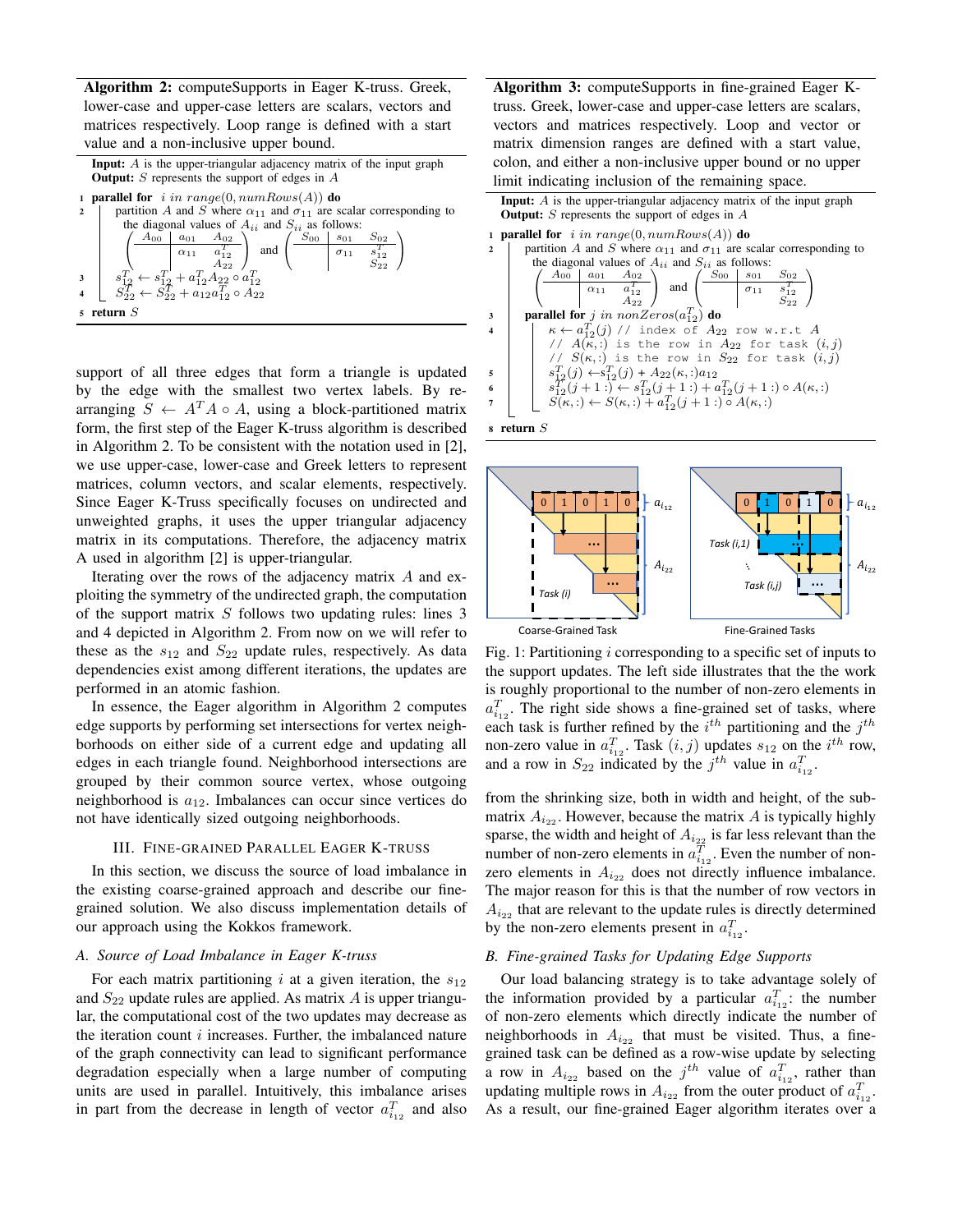**Algorithm 2:** computeSupports in Eager K-truss. Greek, lower-case and upper-case letters are scalars, vectors and matrices respectively. Loop range is defined with a start value and a non-inclusive upper bound.

**Input:** $A$ is the upper-triangular adjacency matrix of the input graph
**Output:** $S$ represents the support of edges in $A$

```
1 parallel for i in range(0, numRows(A)) do
2     partition A and S where α11 and σ11 are scalar corresponding to
      the diagonal values of A_ii and S_ii as follows:
        ( A00 | a01  A02   )       ( S00 | s01  S02   )
        (     | α11  a12^T )  and  (     | σ11  s12^T )
        (     |      A22   )       (     |      S22   )
3     s12^T ← s12^T + a12^T A22 ∘ a12^T
4     S22^T ← S22^T + a12 a12^T ∘ A22
5 return S
```

support of all three edges that form a triangle is updated by the edge with the smallest two vertex labels. By re-arranging $S \leftarrow A^T A \circ A$, using a block-partitioned matrix form, the first step of the Eager K-truss algorithm is described in Algorithm 2. To be consistent with the notation used in [2], we use upper-case, lower-case and Greek letters to represent matrices, column vectors, and scalar elements, respectively. Since Eager K-Truss specifically focuses on undirected and unweighted graphs, it uses the upper triangular adjacency matrix in its computations. Therefore, the adjacency matrix A used in algorithm [2] is upper-triangular.

Iterating over the rows of the adjacency matrix $A$ and exploiting the symmetry of the undirected graph, the computation of the support matrix $S$ follows two updating rules: lines 3 and 4 depicted in Algorithm 2. From now on we will refer to these as the $s_{12}$ and $S_{22}$ update rules, respectively. As data dependencies exist among different iterations, the updates are performed in an atomic fashion.

In essence, the Eager algorithm in Algorithm 2 computes edge supports by performing set intersections for vertex neighborhoods on either side of a current edge and updating all edges in each triangle found. Neighborhood intersections are grouped by their common source vertex, whose outgoing neighborhood is $a_{12}$. Imbalances can occur since vertices do not have identically sized outgoing neighborhoods.

## III. Fine-grained Parallel Eager K-truss

In this section, we discuss the source of load imbalance in the existing coarse-grained approach and describe our fine-grained solution. We also discuss implementation details of our approach using the Kokkos framework.

### A. Source of Load Imbalance in Eager K-truss

For each matrix partitioning $i$ at a given iteration, the $s_{12}$ and $S_{22}$ update rules are applied. As matrix $A$ is upper triangular, the computational cost of the two updates may decrease as the iteration count $i$ increases. Further, the imbalanced nature of the graph connectivity can lead to significant performance degradation especially when a large number of computing units are used in parallel. Intuitively, this imbalance arises in part from the decrease in length of vector $a^T_{i_{12}}$ and also

**Algorithm 3:** computeSupports in fine-grained Eager K-truss. Greek, lower-case and upper-case letters are scalars, vectors and matrices respectively. Loop and vector or matrix dimension ranges are defined with a start value, colon, and either a non-inclusive upper bound or no upper limit indicating inclusion of the remaining space.

**Input:** $A$ is the upper-triangular adjacency matrix of the input graph
**Output:** $S$ represents the support of edges in $A$

```
1 parallel for i in range(0, numRows(A)) do
2     partition A and S where α11 and σ11 are scalar corresponding to
      the diagonal values of A_ii and S_ii as follows:
        ( A00 | a01  A02   )       ( S00 | s01  S02   )
        (     | α11  a12^T )  and  (     | σ11  s12^T )
        (     |      A22   )       (     |      S22   )
3     parallel for j in nonZeros(a12^T) do
4         κ ← a12^T(j) // index of A22 row w.r.t A
          // A(κ,:) is the row in A22 for task (i,j)
          // S(κ,:) is the row in S22 for task (i,j)
5         s12^T(j) ← s12^T(j) + A22(κ,:) a12
6         s12^T(j+1:) ← s12^T(j+1:) + a12^T(j+1:) ∘ A(κ,:)
7         S(κ,:) ← S(κ,:) + a12^T(j+1:) ∘ A(κ,:)
8 return S
```

Fig. 1: Partitioning $i$ corresponding to a specific set of inputs to the support updates. The left side illustrates that the the work is roughly proportional to the number of non-zero elements in $a^T_{i_{12}}$. The right side shows a fine-grained set of tasks, where each task is further refined by the $i^{th}$ partitioning and the $j^{th}$ non-zero value in $a^T_{i_{12}}$. Task $(i, j)$ updates $s_{12}$ on the $i^{th}$ row, and a row in $S_{22}$ indicated by the $j^{th}$ value in $a^T_{i_{12}}$.

from the shrinking size, both in width and height, of the sub-matrix $A_{i_{22}}$. However, because the matrix $A$ is typically highly sparse, the width and height of $A_{i_{22}}$ is far less relevant than the number of non-zero elements in $a^T_{i_{12}}$. Even the number of non-zero elements in $A_{i_{22}}$ does not directly influence imbalance. The major reason for this is that the number of row vectors in $A_{i_{22}}$ that are relevant to the update rules is directly determined by the non-zero elements present in $a^T_{i_{12}}$.

### B. Fine-grained Tasks for Updating Edge Supports

Our load balancing strategy is to take advantage solely of the information provided by a particular $a^T_{i_{12}}$: the number of non-zero elements which directly indicate the number of neighborhoods in $A_{i_{22}}$ that must be visited. Thus, a fine-grained task can be defined as a row-wise update by selecting a row in $A_{i_{22}}$ based on the $j^{th}$ value of $a^T_{i_{12}}$, rather than updating multiple rows in $A_{i_{22}}$ from the outer product of $a^T_{i_{12}}$. As a result, our fine-grained Eager algorithm iterates over a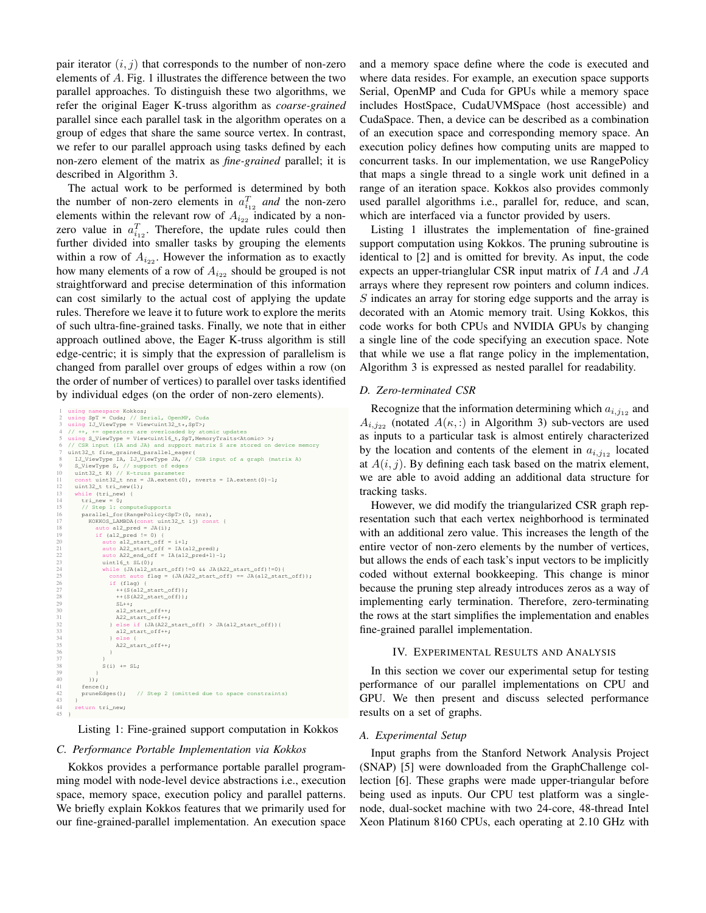pair iterator $(i, j)$ that corresponds to the number of non-zero elements of $A$. Fig. 1 illustrates the difference between the two parallel approaches. To distinguish these two algorithms, we refer the original Eager K-truss algorithm as *coarse-grained* parallel since each parallel task in the algorithm operates on a group of edges that share the same source vertex. In contrast, we refer to our parallel approach using tasks defined by each non-zero element of the matrix as *fine-grained* parallel; it is described in Algorithm 3.

The actual work to be performed is determined by both the number of non-zero elements in $a_{i_{12}}^T$ *and* the non-zero elements within the relevant row of $A_{i_{22}}$ indicated by a non-zero value in $a_{i_{12}}^T$. Therefore, the update rules could then further divided into smaller tasks by grouping the elements within a row of $A_{i_{22}}$. However the information as to exactly how many elements of a row of $A_{i_{22}}$ should be grouped is not straightforward and precise determination of this information can cost similarly to the actual cost of applying the update rules. Therefore we leave it to future work to explore the merits of such ultra-fine-grained tasks. Finally, we note that in either approach outlined above, the Eager K-truss algorithm is still edge-centric; it is simply that the expression of parallelism is changed from parallel over groups of edges within a row (on the order of number of vertices) to parallel over tasks identified by individual edges (on the order of non-zero elements).

```
1  using namespace Kokkos;
2  using SpT = Cuda; // Serial, OpenMP, Cuda
3  using IJ_ViewType = View<uint32_t*,SpT>;
4  // ++, += operators are overloaded by atomic updates
5  using S_ViewType = View<uint16_t,SpT,MemoryTraits<Atomic> >;
6  // CSR input (IA and JA) and support matrix S are stored on device memory
7  uint32_t fine_grained_parallel_eager(
8    IJ_ViewType IA, IJ_ViewType JA, // CSR input of a graph (matrix A)
9    S_ViewType S, // support of edges
10   uint32_t K) // K-truss parameter
11   const uint32_t nnz = JA.extent(0), nverts = IA.extent(0)-1;
12   uint32_t tri_new(1);
13   while (tri_new) {
14     tri_new = 0;
15     // Step 1: computeSupports
16     parallel_for(RangePolicy<SpT>(0, nnz),
17       KOKKOS_LAMBDA(const uint32_t ij) const {
18         auto a12_pred = JA(i);
19         if (a12_pred != 0) {
20           auto a12_start_off = i+1;
21           auto A22_start_off = IA(a12_pred);
22           auto A22_end_off = IA(a12_pred+1)-1;
23           uint16_t SL(0);
24           while (JA(a12_start_off)!=0 && JA(A22_start_off)!=0){
25             const auto flag = (JA(A22_start_off) == JA(a12_start_off));
26             if (flag) {
27               ++(S(a12_start_off));
28               ++(S(A22_start_off));
29               SL++;
30               a12_start_off++;
31               A22_start_off++;
32             } else if (JA(A22_start_off) > JA(a12_start_off)){
33               a12_start_off++;
34             } else {
35               A22_start_off++;
36             }
37           }
38           S(i) += SL;
39         }
40       });
41     fence();
42     pruneEdges();   // Step 2 (omitted due to space constraints)
43   }
44   return tri_new;
45 }
```

Listing 1: Fine-grained support computation in Kokkos

### C. Performance Portable Implementation via Kokkos

Kokkos provides a performance portable parallel programming model with node-level device abstractions i.e., execution space, memory space, execution policy and parallel patterns. We briefly explain Kokkos features that we primarily used for our fine-grained-parallel implementation. An execution space and a memory space define where the code is executed and where data resides. For example, an execution space supports Serial, OpenMP and Cuda for GPUs while a memory space includes HostSpace, CudaUVMSpace (host accessible) and CudaSpace. Then, a device can be described as a combination of an execution space and corresponding memory space. An execution policy defines how computing units are mapped to concurrent tasks. In our implementation, we use RangePolicy that maps a single thread to a single work unit defined in a range of an iteration space. Kokkos also provides commonly used parallel algorithms i.e., parallel for, reduce, and scan, which are interfaced via a functor provided by users.

Listing 1 illustrates the implementation of fine-grained support computation using Kokkos. The pruning subroutine is identical to [2] and is omitted for brevity. As input, the code expects an upper-trianglular CSR input matrix of $IA$ and $JA$ arrays where they represent row pointers and column indices. $S$ indicates an array for storing edge supports and the array is decorated with an Atomic memory trait. Using Kokkos, this code works for both CPUs and NVIDIA GPUs by changing a single line of the code specifying an execution space. Note that while we use a flat range policy in the implementation, Algorithm 3 is expressed as nested parallel for readability.

### D. Zero-terminated CSR

Recognize that the information determining which $a_{i,j_{12}}$ and $A_{i,j_{22}}$ (notated $A(\kappa,:)$ in Algorithm 3) sub-vectors are used as inputs to a particular task is almost entirely characterized by the location and contents of the element in $a_{i,j_{12}}$ located at $A(i,j)$. By defining each task based on the matrix element, we are able to avoid adding an additional data structure for tracking tasks.

However, we did modify the triangularized CSR graph representation such that each vertex neighborhood is terminated with an additional zero value. This increases the length of the entire vector of non-zero elements by the number of vertices, but allows the ends of each task's input vectors to be implicitly coded without external bookkeeping. This change is minor because the pruning step already introduces zeros as a way of implementing early termination. Therefore, zero-terminating the rows at the start simplifies the implementation and enables fine-grained parallel implementation.

## IV. Experimental Results and Analysis

In this section we cover our experimental setup for testing performance of our parallel implementations on CPU and GPU. We then present and discuss selected performance results on a set of graphs.

### A. Experimental Setup

Input graphs from the Stanford Network Analysis Project (SNAP) [5] were downloaded from the GraphChallenge collection [6]. These graphs were made upper-triangular before being used as inputs. Our CPU test platform was a single-node, dual-socket machine with two 24-core, 48-thread Intel Xeon Platinum 8160 CPUs, each operating at 2.10 GHz with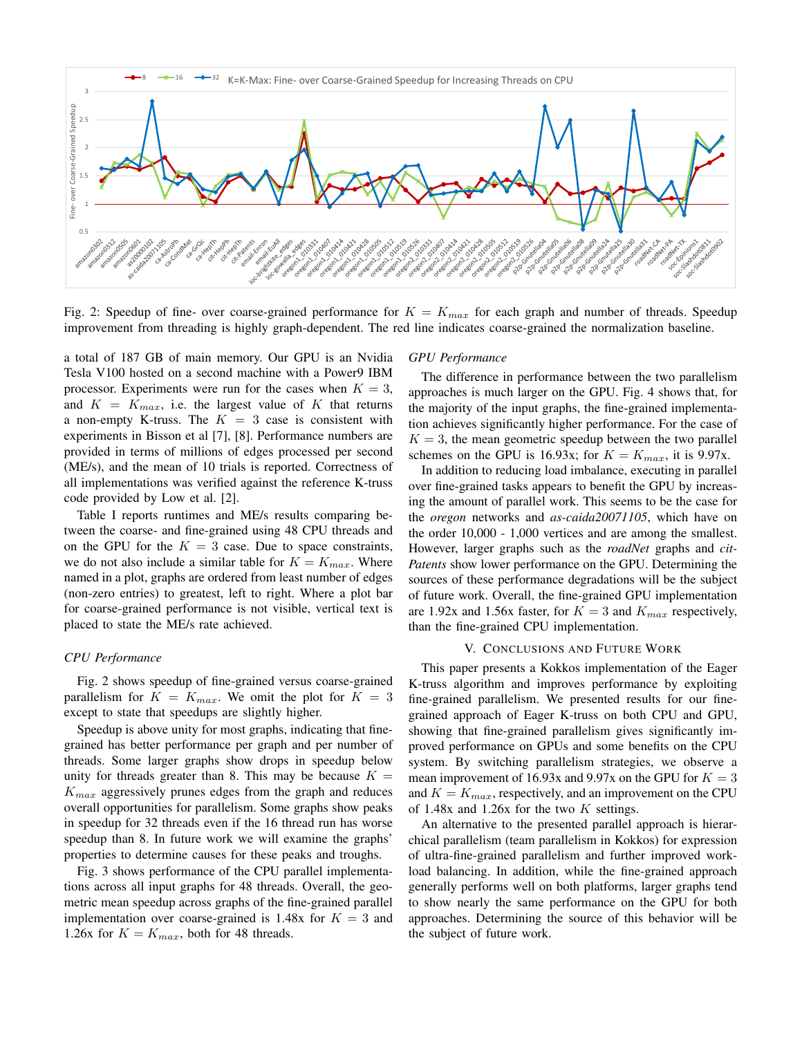Fig. 2: Speedup of fine- over coarse-grained performance for $K = K_{max}$ for each graph and number of threads. Speedup improvement from threading is highly graph-dependent. The red line indicates coarse-grained the normalization baseline.

a total of 187 GB of main memory. Our GPU is an Nvidia Tesla V100 hosted on a second machine with a Power9 IBM processor. Experiments were run for the cases when $K = 3$, and $K = K_{max}$, i.e. the largest value of $K$ that returns a non-empty K-truss. The $K = 3$ case is consistent with experiments in Bisson et al [7], [8]. Performance numbers are provided in terms of millions of edges processed per second (ME/s), and the mean of 10 trials is reported. Correctness of all implementations was verified against the reference K-truss code provided by Low et al. [2].

Table I reports runtimes and ME/s results comparing between the coarse- and fine-grained using 48 CPU threads and on the GPU for the $K = 3$ case. Due to space constraints, we do not also include a similar table for $K = K_{max}$. Where named in a plot, graphs are ordered from least number of edges (non-zero entries) to greatest, left to right. Where a plot bar for coarse-grained performance is not visible, vertical text is placed to state the ME/s rate achieved.

### *CPU Performance*

Fig. 2 shows speedup of fine-grained versus coarse-grained parallelism for $K = K_{max}$. We omit the plot for $K = 3$ except to state that speedups are slightly higher.

Speedup is above unity for most graphs, indicating that fine-grained has better performance per graph and per number of threads. Some larger graphs show drops in speedup below unity for threads greater than 8. This may be because $K = K_{max}$ aggressively prunes edges from the graph and reduces overall opportunities for parallelism. Some graphs show peaks in speedup for 32 threads even if the 16 thread run has worse speedup than 8. In future work we will examine the graphs' properties to determine causes for these peaks and troughs.

Fig. 3 shows performance of the CPU parallel implementations across all input graphs for 48 threads. Overall, the geometric mean speedup across graphs of the fine-grained parallel implementation over coarse-grained is 1.48x for $K = 3$ and 1.26x for $K = K_{max}$, both for 48 threads.

### *GPU Performance*

The difference in performance between the two parallelism approaches is much larger on the GPU. Fig. 4 shows that, for the majority of the input graphs, the fine-grained implementation achieves significantly higher performance. For the case of $K = 3$, the mean geometric speedup between the two parallel schemes on the GPU is 16.93x; for $K = K_{max}$, it is 9.97x.

In addition to reducing load imbalance, executing in parallel over fine-grained tasks appears to benefit the GPU by increasing the amount of parallel work. This seems to be the case for the *oregon* networks and *as-caida20071105*, which have on the order 10,000 - 1,000 vertices and are among the smallest. However, larger graphs such as the *roadNet* graphs and *cit-Patents* show lower performance on the GPU. Determining the sources of these performance degradations will be the subject of future work. Overall, the fine-grained GPU implementation are 1.92x and 1.56x faster, for $K = 3$ and $K_{max}$ respectively, than the fine-grained CPU implementation.

## V. Conclusions and Future Work

This paper presents a Kokkos implementation of the Eager K-truss algorithm and improves performance by exploiting fine-grained parallelism. We presented results for our fine-grained approach of Eager K-truss on both CPU and GPU, showing that fine-grained parallelism gives significantly improved performance on GPUs and some benefits on the CPU system. By switching parallelism strategies, we observe a mean improvement of 16.93x and 9.97x on the GPU for $K = 3$ and $K = K_{max}$, respectively, and an improvement on the CPU of 1.48x and 1.26x for the two $K$ settings.

An alternative to the presented parallel approach is hierarchical parallelism (team parallelism in Kokkos) for expression of ultra-fine-grained parallelism and further improved workload balancing. In addition, while the fine-grained approach generally performs well on both platforms, larger graphs tend to show nearly the same performance on the GPU for both approaches. Determining the source of this behavior will be the subject of future work.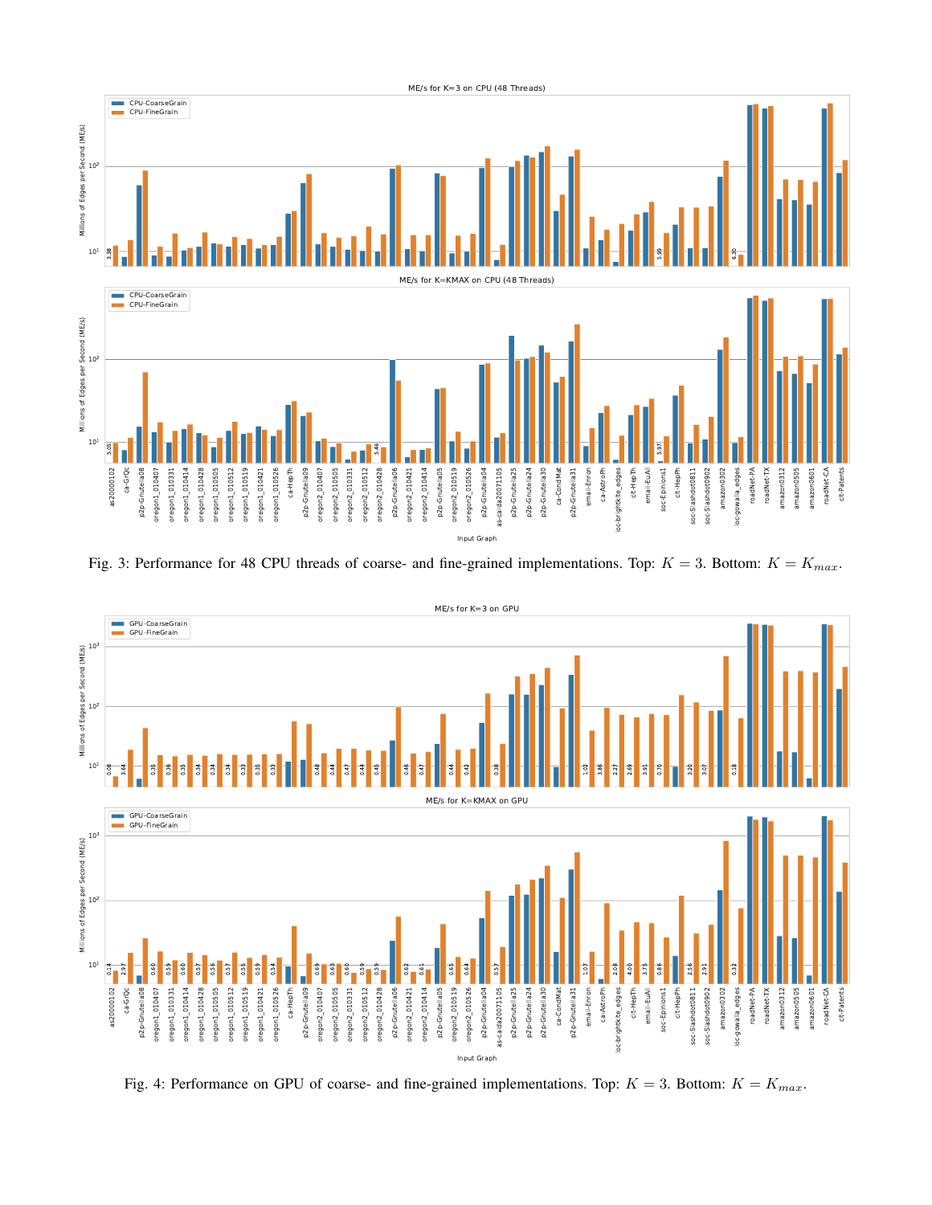Fig. 3: Performance for 48 CPU threads of coarse- and fine-grained implementations. Top: $K = 3$. Bottom: $K = K_{max}$.

Fig. 4: Performance on GPU of coarse- and fine-grained implementations. Top: $K = 3$. Bottom: $K = K_{max}$.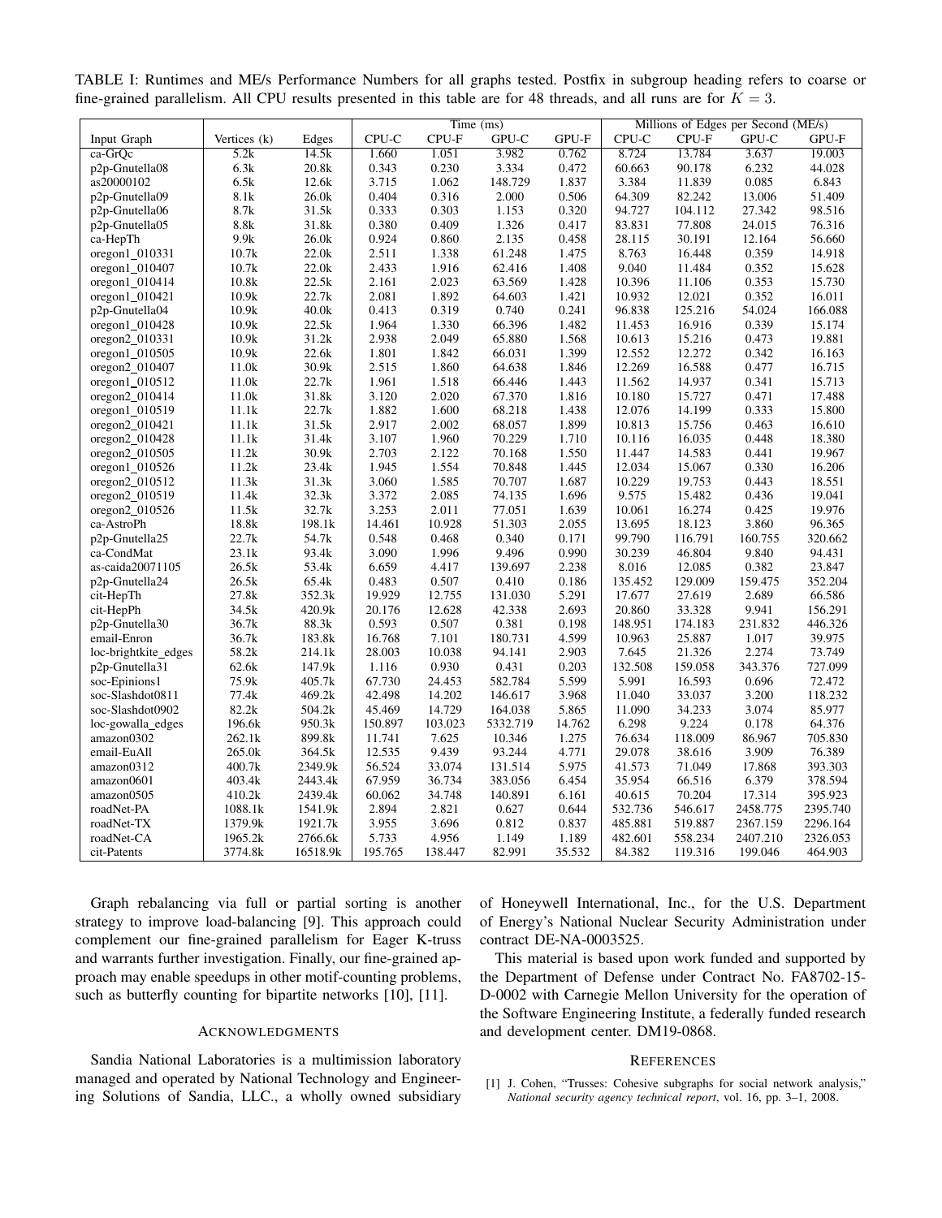TABLE I: Runtimes and ME/s Performance Numbers for all graphs tested. Postfix in subgroup heading refers to coarse or fine-grained parallelism. All CPU results presented in this table are for 48 threads, and all runs are for $K = 3$.

| | | | Time (ms) | | | | Millions of Edges per Second (ME/s) | | | |
|---|---|---|---|---|---|---|---|---|---|---|
| Input Graph | Vertices (k) | Edges | CPU-C | CPU-F | GPU-C | GPU-F | CPU-C | CPU-F | GPU-C | GPU-F |
| ca-GrQc | 5.2k | 14.5k | 1.660 | 1.051 | 3.982 | 0.762 | 8.724 | 13.784 | 3.637 | 19.003 |
| p2p-Gnutella08 | 6.3k | 20.8k | 0.343 | 0.230 | 3.334 | 0.472 | 60.663 | 90.178 | 6.232 | 44.028 |
| as20000102 | 6.5k | 12.6k | 3.715 | 1.062 | 148.729 | 1.837 | 3.384 | 11.839 | 0.085 | 6.843 |
| p2p-Gnutella09 | 8.1k | 26.0k | 0.404 | 0.316 | 2.000 | 0.506 | 64.309 | 82.242 | 13.006 | 51.409 |
| p2p-Gnutella06 | 8.7k | 31.5k | 0.333 | 0.303 | 1.153 | 0.320 | 94.727 | 104.112 | 27.342 | 98.516 |
| p2p-Gnutella05 | 8.8k | 31.8k | 0.380 | 0.409 | 1.326 | 0.417 | 83.831 | 77.808 | 24.015 | 76.316 |
| ca-HepTh | 9.9k | 26.0k | 0.924 | 0.860 | 2.135 | 0.458 | 28.115 | 30.191 | 12.164 | 56.660 |
| oregon1_010331 | 10.7k | 22.0k | 2.511 | 1.338 | 61.248 | 1.475 | 8.763 | 16.448 | 0.359 | 14.918 |
| oregon1_010407 | 10.7k | 22.0k | 2.433 | 1.916 | 62.416 | 1.408 | 9.040 | 11.484 | 0.352 | 15.628 |
| oregon1_010414 | 10.8k | 22.5k | 2.161 | 2.023 | 63.569 | 1.428 | 10.396 | 11.106 | 0.353 | 15.730 |
| oregon1_010421 | 10.9k | 22.7k | 2.081 | 1.892 | 64.603 | 1.421 | 10.932 | 12.021 | 0.352 | 16.011 |
| p2p-Gnutella04 | 10.9k | 40.0k | 0.413 | 0.319 | 0.740 | 0.241 | 96.838 | 125.216 | 54.024 | 166.088 |
| oregon1_010428 | 10.9k | 22.5k | 1.964 | 1.330 | 66.396 | 1.482 | 11.453 | 16.916 | 0.339 | 15.174 |
| oregon2_010331 | 10.9k | 31.2k | 2.938 | 2.049 | 65.880 | 1.568 | 10.613 | 15.216 | 0.473 | 19.881 |
| oregon1_010505 | 10.9k | 22.6k | 1.801 | 1.842 | 66.031 | 1.399 | 12.552 | 12.272 | 0.342 | 16.163 |
| oregon2_010407 | 11.0k | 30.9k | 2.515 | 1.860 | 64.638 | 1.846 | 12.269 | 16.588 | 0.477 | 16.715 |
| oregon1_010512 | 11.0k | 22.7k | 1.961 | 1.518 | 66.446 | 1.443 | 11.562 | 14.937 | 0.341 | 15.713 |
| oregon2_010414 | 11.0k | 31.8k | 3.120 | 2.020 | 67.370 | 1.816 | 10.180 | 15.727 | 0.471 | 17.488 |
| oregon1_010519 | 11.1k | 22.7k | 1.882 | 1.600 | 68.218 | 1.438 | 12.076 | 14.199 | 0.333 | 15.800 |
| oregon2_010421 | 11.1k | 31.5k | 2.917 | 2.002 | 68.057 | 1.899 | 10.813 | 15.756 | 0.463 | 16.610 |
| oregon2_010428 | 11.1k | 31.4k | 3.107 | 1.960 | 70.229 | 1.710 | 10.116 | 16.035 | 0.448 | 18.380 |
| oregon2_010505 | 11.2k | 30.9k | 2.703 | 2.122 | 70.168 | 1.550 | 11.447 | 14.583 | 0.441 | 19.967 |
| oregon1_010526 | 11.2k | 23.4k | 1.945 | 1.554 | 70.848 | 1.445 | 12.034 | 15.067 | 0.330 | 16.206 |
| oregon2_010512 | 11.3k | 31.3k | 3.060 | 1.585 | 70.707 | 1.687 | 10.229 | 19.753 | 0.443 | 18.551 |
| oregon2_010519 | 11.4k | 32.3k | 3.372 | 2.085 | 74.135 | 1.696 | 9.575 | 15.482 | 0.436 | 19.041 |
| oregon2_010526 | 11.5k | 32.7k | 3.253 | 2.011 | 77.051 | 1.639 | 10.061 | 16.274 | 0.425 | 19.976 |
| ca-AstroPh | 18.8k | 198.1k | 14.461 | 10.928 | 51.303 | 2.055 | 13.695 | 18.123 | 3.860 | 96.365 |
| p2p-Gnutella25 | 22.7k | 54.7k | 0.548 | 0.468 | 0.340 | 0.171 | 99.790 | 116.791 | 160.755 | 320.662 |
| ca-CondMat | 23.1k | 93.4k | 3.090 | 1.996 | 9.496 | 0.990 | 30.239 | 46.804 | 9.840 | 94.431 |
| as-caida20071105 | 26.5k | 53.4k | 6.659 | 4.417 | 139.697 | 2.238 | 8.016 | 12.085 | 0.382 | 23.847 |
| p2p-Gnutella24 | 26.5k | 65.4k | 0.483 | 0.507 | 0.410 | 0.186 | 135.452 | 129.009 | 159.475 | 352.204 |
| cit-HepTh | 27.8k | 352.3k | 19.929 | 12.755 | 131.030 | 5.291 | 17.677 | 27.619 | 2.689 | 66.586 |
| cit-HepPh | 34.5k | 420.9k | 20.176 | 12.628 | 42.338 | 2.693 | 20.860 | 33.328 | 9.941 | 156.291 |
| p2p-Gnutella30 | 36.7k | 88.3k | 0.593 | 0.507 | 0.381 | 0.198 | 148.951 | 174.183 | 231.832 | 446.326 |
| email-Enron | 36.7k | 183.8k | 16.768 | 7.101 | 180.731 | 4.599 | 10.963 | 25.887 | 1.017 | 39.975 |
| loc-brightkite_edges | 58.2k | 214.1k | 28.003 | 10.038 | 94.141 | 2.903 | 7.645 | 21.326 | 2.274 | 73.749 |
| p2p-Gnutella31 | 62.6k | 147.9k | 1.116 | 0.930 | 0.431 | 0.203 | 132.508 | 159.058 | 343.376 | 727.099 |
| soc-Epinions1 | 75.9k | 405.7k | 67.730 | 24.453 | 582.784 | 5.599 | 5.991 | 16.593 | 0.696 | 72.472 |
| soc-Slashdot0811 | 77.4k | 469.2k | 42.498 | 14.202 | 146.617 | 3.968 | 11.040 | 33.037 | 3.200 | 118.232 |
| soc-Slashdot0902 | 82.2k | 504.2k | 45.469 | 14.729 | 164.038 | 5.865 | 11.090 | 34.233 | 3.074 | 85.977 |
| loc-gowalla_edges | 196.6k | 950.3k | 150.897 | 103.023 | 5332.719 | 14.762 | 6.298 | 9.224 | 0.178 | 64.376 |
| amazon0302 | 262.1k | 899.8k | 11.741 | 7.625 | 10.346 | 1.275 | 76.634 | 118.009 | 86.967 | 705.830 |
| email-EuAll | 265.0k | 364.5k | 12.535 | 9.439 | 93.244 | 4.771 | 29.078 | 38.616 | 3.909 | 76.389 |
| amazon0312 | 400.7k | 2349.9k | 56.524 | 33.074 | 131.514 | 5.975 | 41.573 | 71.049 | 17.868 | 393.303 |
| amazon0601 | 403.4k | 2443.4k | 67.959 | 36.734 | 383.056 | 6.454 | 35.954 | 66.516 | 6.379 | 378.594 |
| amazon0505 | 410.2k | 2439.4k | 60.062 | 34.748 | 140.891 | 6.161 | 40.615 | 70.204 | 17.314 | 395.923 |
| roadNet-PA | 1088.1k | 1541.9k | 2.894 | 2.821 | 0.627 | 0.644 | 532.736 | 546.617 | 2458.775 | 2395.740 |
| roadNet-TX | 1379.9k | 1921.7k | 3.955 | 3.696 | 0.812 | 0.837 | 485.881 | 519.887 | 2367.159 | 2296.164 |
| roadNet-CA | 1965.2k | 2766.6k | 5.733 | 4.956 | 1.149 | 1.189 | 482.601 | 558.234 | 2407.210 | 2326.053 |
| cit-Patents | 3774.8k | 16518.9k | 195.765 | 138.447 | 82.991 | 35.532 | 84.382 | 119.316 | 199.046 | 464.903 |

Graph rebalancing via full or partial sorting is another strategy to improve load-balancing [9]. This approach could complement our fine-grained parallelism for Eager K-truss and warrants further investigation. Finally, our fine-grained approach may enable speedups in other motif-counting problems, such as butterfly counting for bipartite networks [10], [11].

## Acknowledgments

Sandia National Laboratories is a multimission laboratory managed and operated by National Technology and Engineering Solutions of Sandia, LLC., a wholly owned subsidiary of Honeywell International, Inc., for the U.S. Department of Energy's National Nuclear Security Administration under contract DE-NA-0003525.

This material is based upon work funded and supported by the Department of Defense under Contract No. FA8702-15-D-0002 with Carnegie Mellon University for the operation of the Software Engineering Institute, a federally funded research and development center. DM19-0868.

## References

[1] J. Cohen, "Trusses: Cohesive subgraphs for social network analysis," *National security agency technical report*, vol. 16, pp. 3–1, 2008.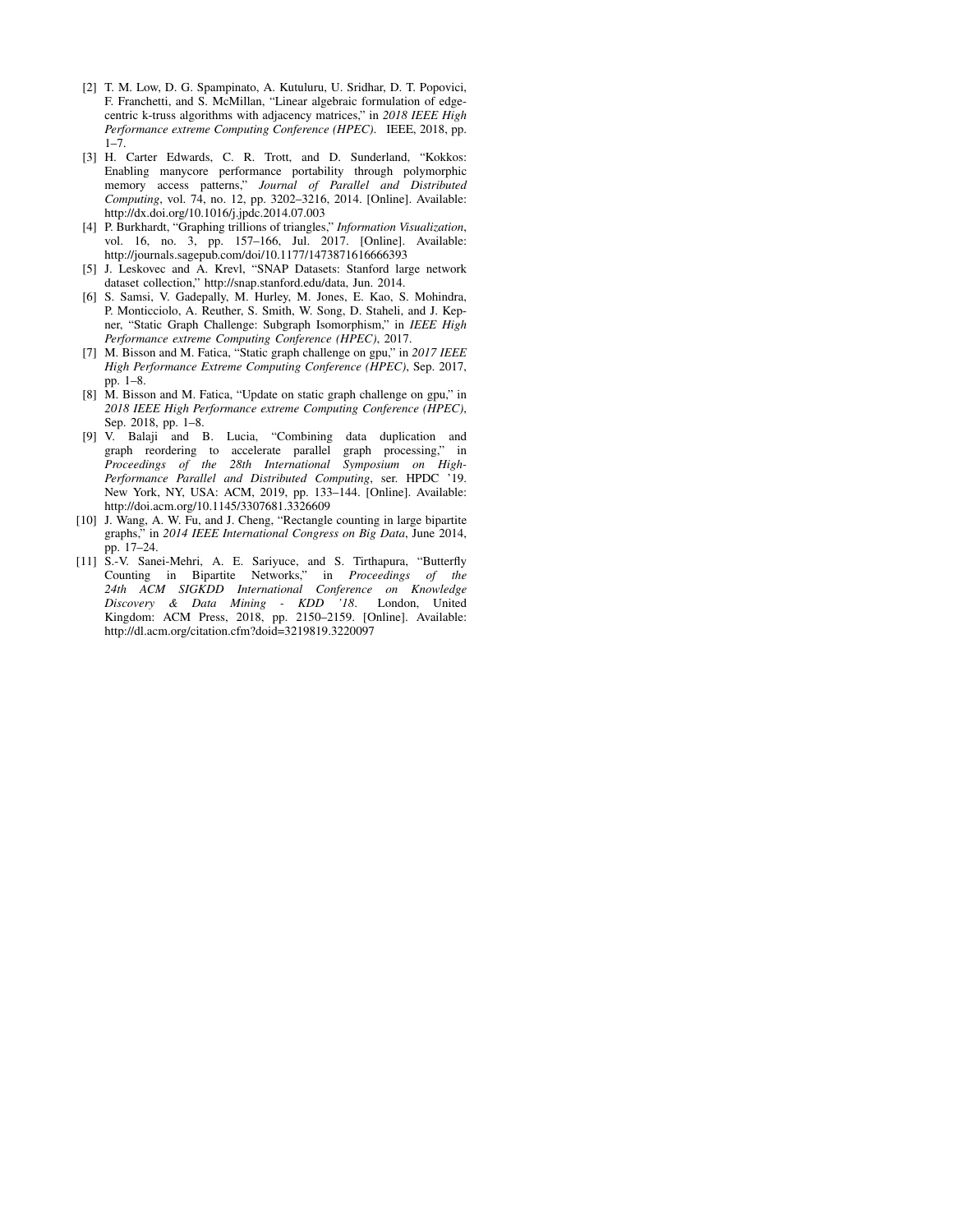[2] T. M. Low, D. G. Spampinato, A. Kutuluru, U. Sridhar, D. T. Popovici, F. Franchetti, and S. McMillan, "Linear algebraic formulation of edge-centric k-truss algorithms with adjacency matrices," in *2018 IEEE High Performance extreme Computing Conference (HPEC)*. IEEE, 2018, pp. 1–7.

[3] H. Carter Edwards, C. R. Trott, and D. Sunderland, "Kokkos: Enabling manycore performance portability through polymorphic memory access patterns," *Journal of Parallel and Distributed Computing*, vol. 74, no. 12, pp. 3202–3216, 2014. [Online]. Available: http://dx.doi.org/10.1016/j.jpdc.2014.07.003

[4] P. Burkhardt, "Graphing trillions of triangles," *Information Visualization*, vol. 16, no. 3, pp. 157–166, Jul. 2017. [Online]. Available: http://journals.sagepub.com/doi/10.1177/1473871616666393

[5] J. Leskovec and A. Krevl, "SNAP Datasets: Stanford large network dataset collection," http://snap.stanford.edu/data, Jun. 2014.

[6] S. Samsi, V. Gadepally, M. Hurley, M. Jones, E. Kao, S. Mohindra, P. Monticciolo, A. Reuther, S. Smith, W. Song, D. Staheli, and J. Kepner, "Static Graph Challenge: Subgraph Isomorphism," in *IEEE High Performance extreme Computing Conference (HPEC)*, 2017.

[7] M. Bisson and M. Fatica, "Static graph challenge on gpu," in *2017 IEEE High Performance Extreme Computing Conference (HPEC)*, Sep. 2017, pp. 1–8.

[8] M. Bisson and M. Fatica, "Update on static graph challenge on gpu," in *2018 IEEE High Performance extreme Computing Conference (HPEC)*, Sep. 2018, pp. 1–8.

[9] V. Balaji and B. Lucia, "Combining data duplication and graph reordering to accelerate parallel graph processing," in *Proceedings of the 28th International Symposium on High-Performance Parallel and Distributed Computing*, ser. HPDC '19. New York, NY, USA: ACM, 2019, pp. 133–144. [Online]. Available: http://doi.acm.org/10.1145/3307681.3326609

[10] J. Wang, A. W. Fu, and J. Cheng, "Rectangle counting in large bipartite graphs," in *2014 IEEE International Congress on Big Data*, June 2014, pp. 17–24.

[11] S.-V. Sanei-Mehri, A. E. Sariyuce, and S. Tirthapura, "Butterfly Counting in Bipartite Networks," in *Proceedings of the 24th ACM SIGKDD International Conference on Knowledge Discovery & Data Mining - KDD '18*. London, United Kingdom: ACM Press, 2018, pp. 2150–2159. [Online]. Available: http://dl.acm.org/citation.cfm?doid=3219819.3220097